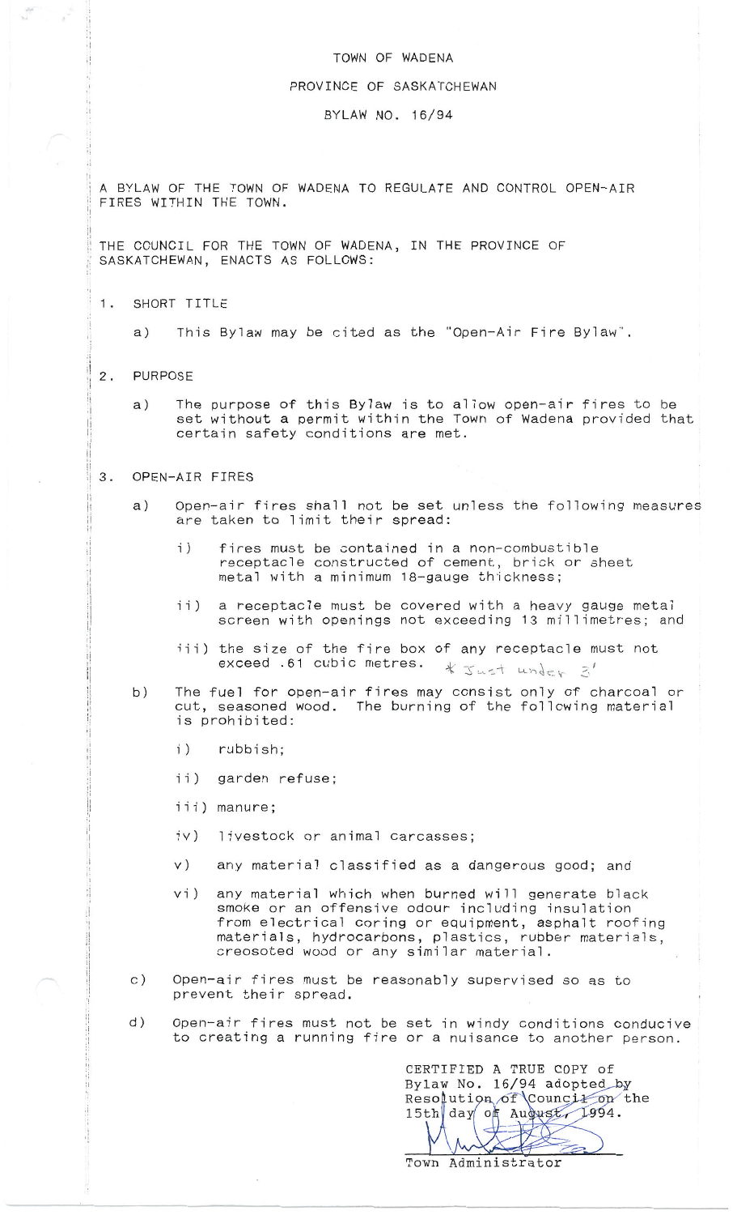# TOWN OF WADENA

## PROVINCE OF SASKATCHEWAN

## BYLAW NO. 16/94

A BYLAW OF THE TOWN OF WADENA TO REGULATE AND CONTROL OPEN-AIR FIRES WITHIN THE TOWN.

THE COUNCIL FOR THE TOWN OF WADENA, IN THE PROVINCE OF SASKATCHEWAN, ENACTS AS FOLLOWS:

1. SHORT TITLE

   a) This Bylaw may be cited as the "Open-Air Fire Bylaw".

2. PURPOSE

   a) The purpose of this Bylaw is to allow open-air fires to be set without a permit within the Town of Wadena provided that certain safety conditions are met.

3. OPEN-AIR FIRES

   a) Open-air fires shall not be set unless the following measures are taken to limit their spread:

      i) fires must be contained in a non-combustible receptacle constructed of cement, brick or sheet metal with a minimum 18-gauge thickness;

      ii) a receptacle must be covered with a heavy gauge metal screen with openings not exceeding 13 millimetres; and

      iii) the size of the fire box of any receptacle must not exceed .61 cubic metres. * Just under 3'

   b) The fuel for open-air fires may consist only of charcoal or cut, seasoned wood. The burning of the following material is prohibited:

      i) rubbish;

      ii) garden refuse;

      iii) manure;

      iv) livestock or animal carcasses;

      v) any material classified as a dangerous good; and

      vi) any material which when burned will generate black smoke or an offensive odour including insulation from electrical coring or equipment, asphalt roofing materials, hydrocarbons, plastics, rubber materials, creosoted wood or any similar material.

   c) Open-air fires must be reasonably supervised so as to prevent their spread.

   d) Open-air fires must not be set in windy conditions conducive to creating a running fire or a nuisance to another person.

CERTIFIED A TRUE COPY of Bylaw No. 16/94 adopted by Resolution of Council on the 15th day of August, 1994.

Town Administrator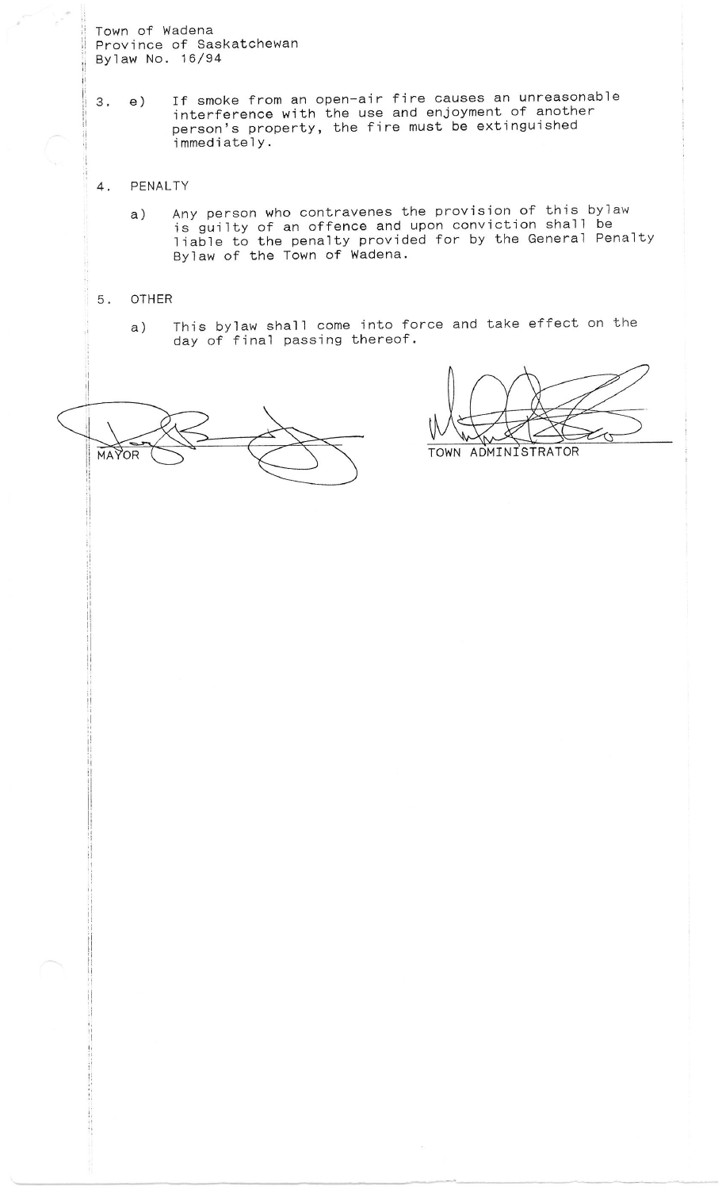Town of Wadena
Province of Saskatchewan
Bylaw No. 16/94

3. e) If smoke from an open-air fire causes an unreasonable interference with the use and enjoyment of another person's property, the fire must be extinguished immediately.

4. PENALTY

   a) Any person who contravenes the provision of this bylaw is guilty of an offence and upon conviction shall be liable to the penalty provided for by the General Penalty Bylaw of the Town of Wadena.

5. OTHER

   a) This bylaw shall come into force and take effect on the day of final passing thereof.

MAYOR

TOWN ADMINISTRATOR